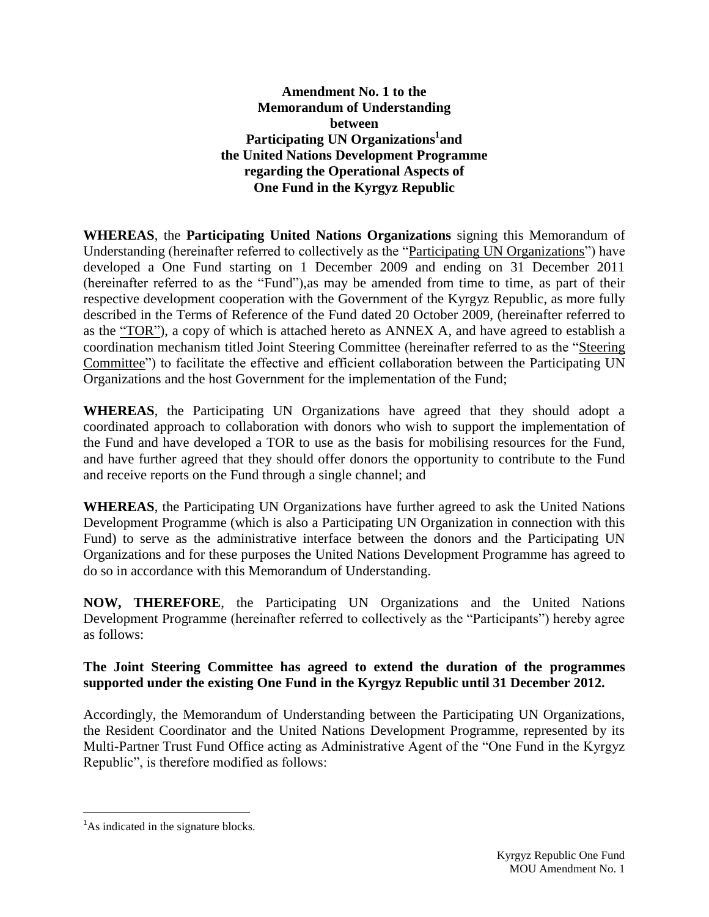**Amendment No. 1 to the Memorandum of Understanding between Participating UN Organizations[1] and the United Nations Development Programme regarding the Operational Aspects of One Fund in the Kyrgyz Republic**

**WHEREAS**, the **Participating United Nations Organizations** signing this Memorandum of Understanding (hereinafter referred to collectively as the "Participating UN Organizations") have developed a One Fund starting on 1 December 2009 and ending on 31 December 2011 (hereinafter referred to as the "Fund"),as may be amended from time to time, as part of their respective development cooperation with the Government of the Kyrgyz Republic, as more fully described in the Terms of Reference of the Fund dated 20 October 2009, (hereinafter referred to as the "TOR"), a copy of which is attached hereto as ANNEX A, and have agreed to establish a coordination mechanism titled Joint Steering Committee (hereinafter referred to as the "Steering Committee") to facilitate the effective and efficient collaboration between the Participating UN Organizations and the host Government for the implementation of the Fund;

**WHEREAS**, the Participating UN Organizations have agreed that they should adopt a coordinated approach to collaboration with donors who wish to support the implementation of the Fund and have developed a TOR to use as the basis for mobilising resources for the Fund, and have further agreed that they should offer donors the opportunity to contribute to the Fund and receive reports on the Fund through a single channel; and

**WHEREAS**, the Participating UN Organizations have further agreed to ask the United Nations Development Programme (which is also a Participating UN Organization in connection with this Fund) to serve as the administrative interface between the donors and the Participating UN Organizations and for these purposes the United Nations Development Programme has agreed to do so in accordance with this Memorandum of Understanding.

**NOW, THEREFORE**, the Participating UN Organizations and the United Nations Development Programme (hereinafter referred to collectively as the "Participants") hereby agree as follows:

**The Joint Steering Committee has agreed to extend the duration of the programmes supported under the existing One Fund in the Kyrgyz Republic until 31 December 2012.**

Accordingly, the Memorandum of Understanding between the Participating UN Organizations, the Resident Coordinator and the United Nations Development Programme, represented by its Multi-Partner Trust Fund Office acting as Administrative Agent of the "One Fund in the Kyrgyz Republic", is therefore modified as follows:

[1] As indicated in the signature blocks.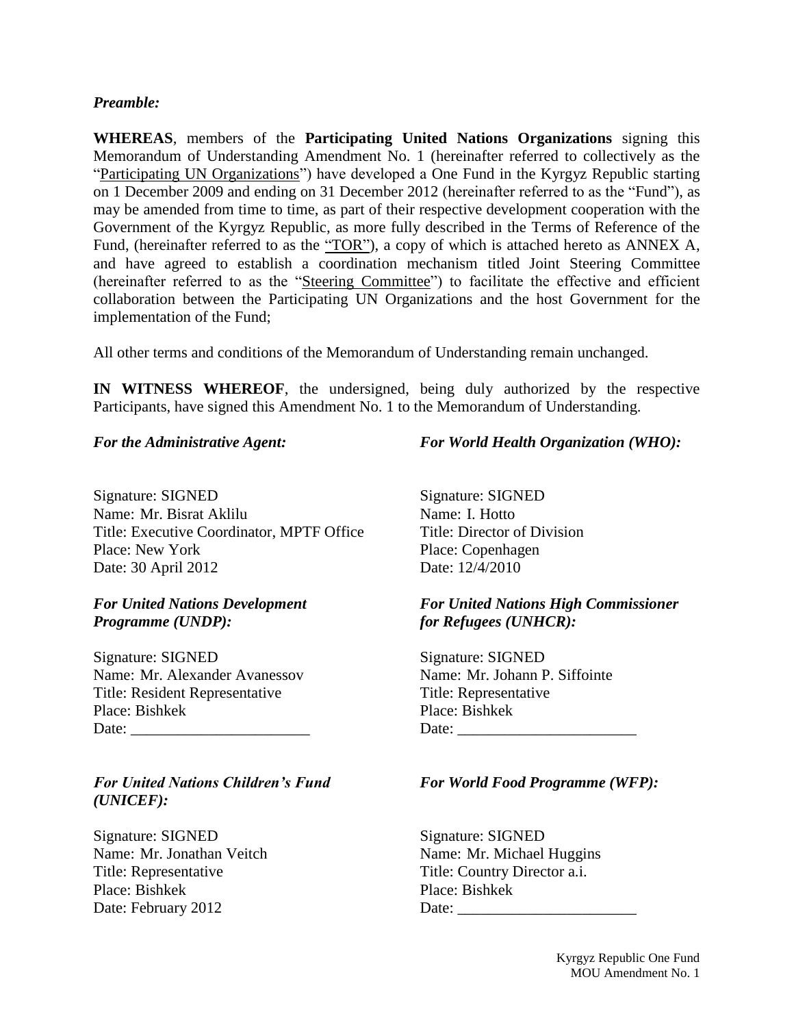*Preamble:*

**WHEREAS**, members of the **Participating United Nations Organizations** signing this Memorandum of Understanding Amendment No. 1 (hereinafter referred to collectively as the "Participating UN Organizations") have developed a One Fund in the Kyrgyz Republic starting on 1 December 2009 and ending on 31 December 2012 (hereinafter referred to as the "Fund"), as may be amended from time to time, as part of their respective development cooperation with the Government of the Kyrgyz Republic, as more fully described in the Terms of Reference of the Fund, (hereinafter referred to as the "TOR"), a copy of which is attached hereto as ANNEX A, and have agreed to establish a coordination mechanism titled Joint Steering Committee (hereinafter referred to as the "Steering Committee") to facilitate the effective and efficient collaboration between the Participating UN Organizations and the host Government for the implementation of the Fund;

All other terms and conditions of the Memorandum of Understanding remain unchanged.

**IN WITNESS WHEREOF**, the undersigned, being duly authorized by the respective Participants, have signed this Amendment No. 1 to the Memorandum of Understanding.

***For the Administrative Agent:***

Signature: SIGNED
Name: Mr. Bisrat Aklilu
Title: Executive Coordinator, MPTF Office
Place: New York
Date: 30 April 2012

***For World Health Organization (WHO):***

Signature: SIGNED
Name: I. Hotto
Title: Director of Division
Place: Copenhagen
Date: 12/4/2010

***For United Nations Development Programme (UNDP):***

Signature: SIGNED
Name: Mr. Alexander Avanessov
Title: Resident Representative
Place: Bishkek
Date: _______________________

***For United Nations High Commissioner for Refugees (UNHCR):***

Signature: SIGNED
Name: Mr. Johann P. Siffointe
Title: Representative
Place: Bishkek
Date: _______________________

***For United Nations Children's Fund (UNICEF):***

Signature: SIGNED
Name: Mr. Jonathan Veitch
Title: Representative
Place: Bishkek
Date: February 2012

***For World Food Programme (WFP):***

Signature: SIGNED
Name: Mr. Michael Huggins
Title: Country Director a.i.
Place: Bishkek
Date: _______________________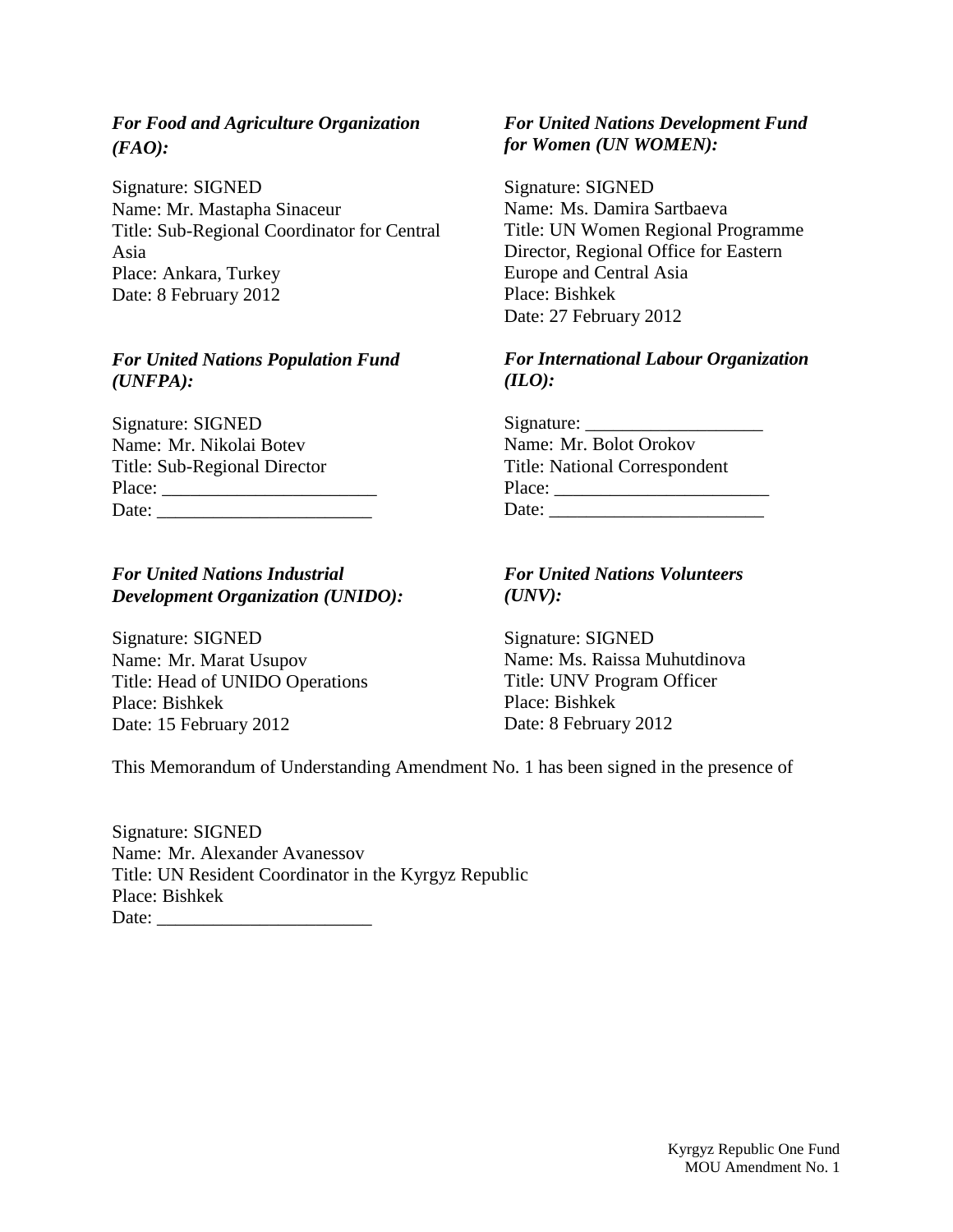*For Food and Agriculture Organization (FAO):*

Signature: SIGNED
Name: Mr. Mastapha Sinaceur
Title: Sub-Regional Coordinator for Central Asia
Place: Ankara, Turkey
Date: 8 February 2012

*For United Nations Development Fund for Women (UN WOMEN):*

Signature: SIGNED
Name: Ms. Damira Sartbaeva
Title: UN Women Regional Programme Director, Regional Office for Eastern Europe and Central Asia
Place: Bishkek
Date: 27 February 2012

*For United Nations Population Fund (UNFPA):*

Signature: SIGNED
Name: Mr. Nikolai Botev
Title: Sub-Regional Director
Place: _______________________
Date: _______________________

*For International Labour Organization (ILO):*

Signature: ___________________
Name: Mr. Bolot Orokov
Title: National Correspondent
Place: _______________________
Date: _______________________

*For United Nations Industrial Development Organization (UNIDO):*

Signature: SIGNED
Name: Mr. Marat Usupov
Title: Head of UNIDO Operations
Place: Bishkek
Date: 15 February 2012

*For United Nations Volunteers (UNV):*

Signature: SIGNED
Name: Ms. Raissa Muhutdinova
Title: UNV Program Officer
Place: Bishkek
Date: 8 February 2012

This Memorandum of Understanding Amendment No. 1 has been signed in the presence of

Signature: SIGNED
Name: Mr. Alexander Avanessov
Title: UN Resident Coordinator in the Kyrgyz Republic
Place: Bishkek
Date: _______________________